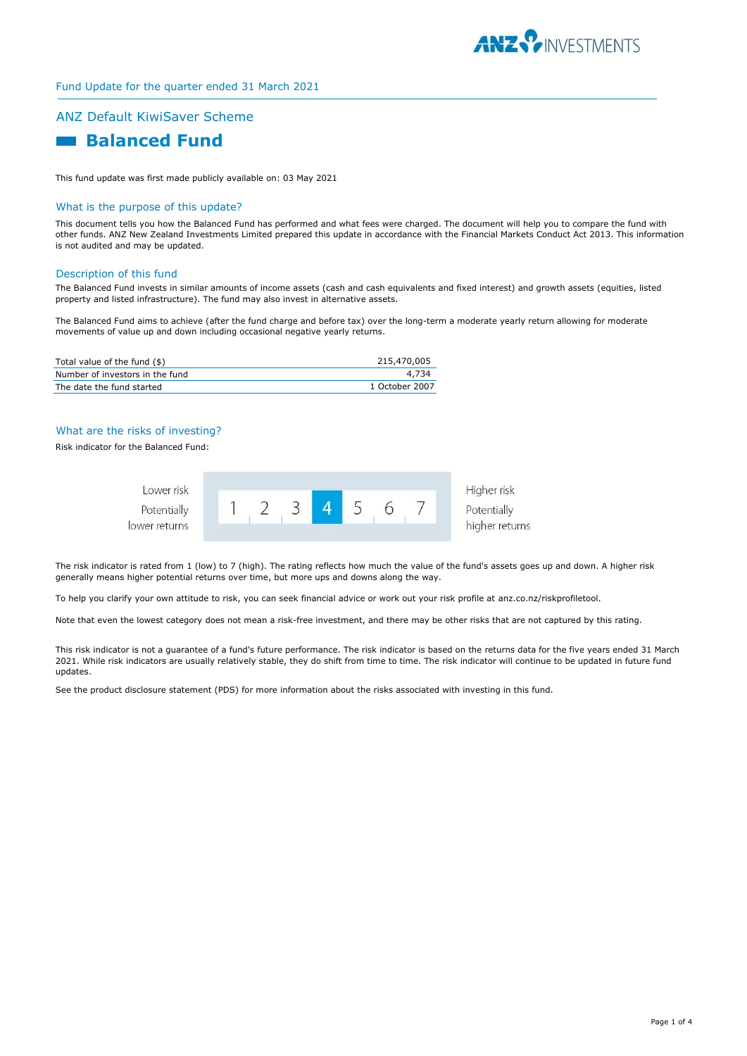Fund Update for the quarter ended 31 March 2021

## ANZ Default KiwiSaver Scheme

# Balanced Fund

This fund update was first made publicly available on: 03 May 2021

## What is the purpose of this update?

This document tells you how the Balanced Fund has performed and what fees were charged. The document will help you to compare the fund with other funds. ANZ New Zealand Investments Limited prepared this update in accordance with the Financial Markets Conduct Act 2013. This information is not audited and may be updated.

## Description of this fund

The Balanced Fund invests in similar amounts of income assets (cash and cash equivalents and fixed interest) and growth assets (equities, listed property and listed infrastructure). The fund may also invest in alternative assets.

The Balanced Fund aims to achieve (after the fund charge and before tax) over the long-term a moderate yearly return allowing for moderate movements of value up and down including occasional negative yearly returns.

| | |
|---|---|
| Total value of the fund ($) | 215,470,005 |
| Number of investors in the fund | 4,734 |
| The date the fund started | 1 October 2007 |

## What are the risks of investing?

Risk indicator for the Balanced Fund:

| Lower risk<br>Potentially lower returns | 1 | 2 | 3 | **4** | 5 | 6 | 7 | Higher risk<br>Potentially higher returns |
|---|---|---|---|---|---|---|---|---|

The risk indicator is rated from 1 (low) to 7 (high). The rating reflects how much the value of the fund's assets goes up and down. A higher risk generally means higher potential returns over time, but more ups and downs along the way.

To help you clarify your own attitude to risk, you can seek financial advice or work out your risk profile at anz.co.nz/riskprofiletool.

Note that even the lowest category does not mean a risk-free investment, and there may be other risks that are not captured by this rating.

This risk indicator is not a guarantee of a fund's future performance. The risk indicator is based on the returns data for the five years ended 31 March 2021. While risk indicators are usually relatively stable, they do shift from time to time. The risk indicator will continue to be updated in future fund updates.

See the product disclosure statement (PDS) for more information about the risks associated with investing in this fund.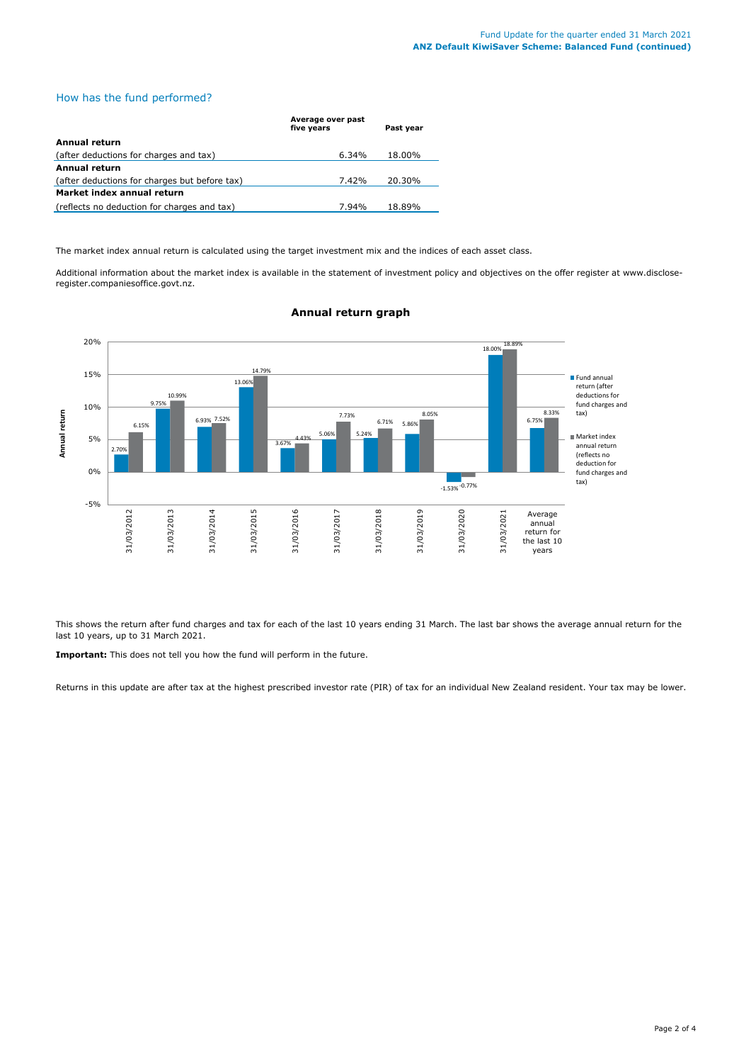## How has the fund performed?

| | Average over past five years | Past year |
|---|---|---|
| **Annual return** | | |
| (after deductions for charges and tax) | 6.34% | 18.00% |
| **Annual return** | | |
| (after deductions for charges but before tax) | 7.42% | 20.30% |
| **Market index annual return** | | |
| (reflects no deduction for charges and tax) | 7.94% | 18.89% |

The market index annual return is calculated using the target investment mix and the indices of each asset class.

Additional information about the market index is available in the statement of investment policy and objectives on the offer register at www.disclose-register.companiesoffice.govt.nz.

### Annual return graph

| | Fund annual return (after deductions for fund charges and tax) | Market index annual return (reflects no deduction for fund charges and tax) |
|---|---|---|
| 31/03/2012 | 2.70% | 6.15% |
| 31/03/2013 | 9.75% | 10.99% |
| 31/03/2014 | 6.93% | 7.52% |
| 31/03/2015 | 13.06% | 14.79% |
| 31/03/2016 | 3.67% | 4.43% |
| 31/03/2017 | 5.06% | 7.73% |
| 31/03/2018 | 5.24% | 6.71% |
| 31/03/2019 | 5.86% | 8.05% |
| 31/03/2020 | -1.53% | -0.77% |
| 31/03/2021 | 18.00% | 18.89% |
| Average annual return for the last 10 years | 6.75% | 8.33% |

This shows the return after fund charges and tax for each of the last 10 years ending 31 March. The last bar shows the average annual return for the last 10 years, up to 31 March 2021.

**Important:** This does not tell you how the fund will perform in the future.

Returns in this update are after tax at the highest prescribed investor rate (PIR) of tax for an individual New Zealand resident. Your tax may be lower.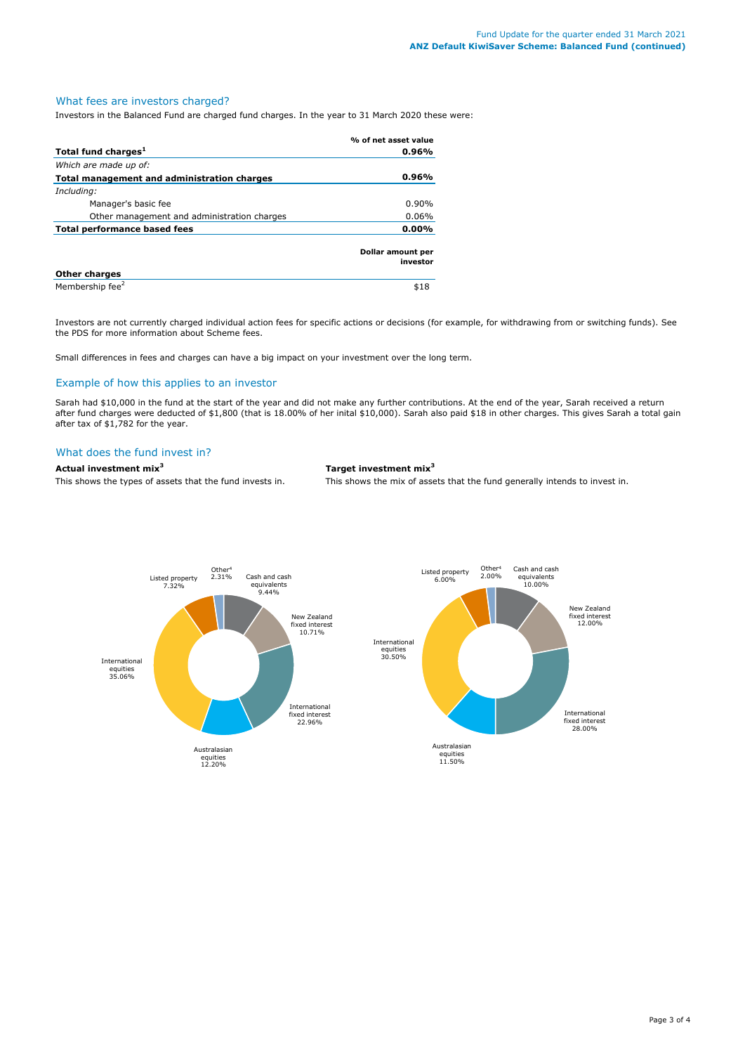## What fees are investors charged?

Investors in the Balanced Fund are charged fund charges. In the year to 31 March 2020 these were:

| | % of net asset value |
|---|---|
| **Total fund charges[1]** | **0.96%** |
| *Which are made up of:* | |
| **Total management and administration charges** | **0.96%** |
| *Including:* | |
| Manager's basic fee | 0.90% |
| Other management and administration charges | 0.06% |
| **Total performance based fees** | **0.00%** |
| | **Dollar amount per investor** |
| **Other charges** | |
| Membership fee[2] | $18 |

Investors are not currently charged individual action fees for specific actions or decisions (for example, for withdrawing from or switching funds). See the PDS for more information about Scheme fees.

Small differences in fees and charges can have a big impact on your investment over the long term.

## Example of how this applies to an investor

Sarah had $10,000 in the fund at the start of the year and did not make any further contributions. At the end of the year, Sarah received a return after fund charges were deducted of $1,800 (that is 18.00% of her inital $10,000). Sarah also paid $18 in other charges. This gives Sarah a total gain after tax of $1,782 for the year.

## What does the fund invest in?

**Actual investment mix[3]**

This shows the types of assets that the fund invests in.

| Asset type | Actual |
|---|---|
| Cash and cash equivalents | 9.44% |
| New Zealand fixed interest | 10.71% |
| International fixed interest | 22.96% |
| Australasian equities | 12.20% |
| International equities | 35.06% |
| Listed property | 7.32% |
| Other[4] | 2.31% |

**Target investment mix[3]**

This shows the mix of assets that the fund generally intends to invest in.

| Asset type | Target |
|---|---|
| Cash and cash equivalents | 10.00% |
| New Zealand fixed interest | 12.00% |
| International fixed interest | 28.00% |
| Australasian equities | 11.50% |
| International equities | 30.50% |
| Listed property | 6.00% |
| Other[4] | 2.00% |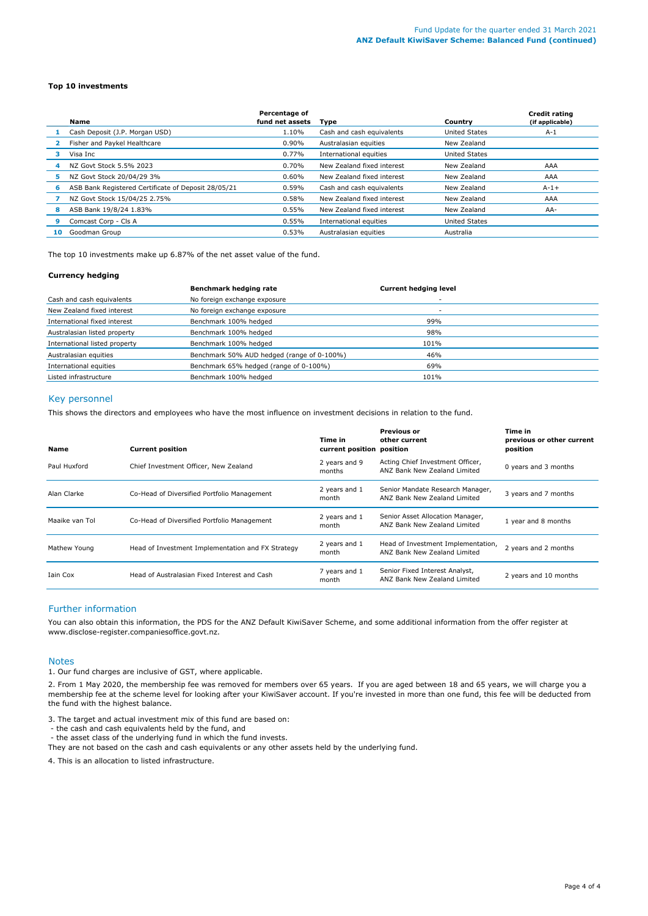### Top 10 investments

| | Name | Percentage of fund net assets | Type | Country | Credit rating (if applicable) |
|---|---|---|---|---|---|
| 1 | Cash Deposit (J.P. Morgan USD) | 1.10% | Cash and cash equivalents | United States | A-1 |
| 2 | Fisher and Paykel Healthcare | 0.90% | Australasian equities | New Zealand | |
| 3 | Visa Inc | 0.77% | International equities | United States | |
| 4 | NZ Govt Stock 5.5% 2023 | 0.70% | New Zealand fixed interest | New Zealand | AAA |
| 5 | NZ Govt Stock 20/04/29 3% | 0.60% | New Zealand fixed interest | New Zealand | AAA |
| 6 | ASB Bank Registered Certificate of Deposit 28/05/21 | 0.59% | Cash and cash equivalents | New Zealand | A-1+ |
| 7 | NZ Govt Stock 15/04/25 2.75% | 0.58% | New Zealand fixed interest | New Zealand | AAA |
| 8 | ASB Bank 19/8/24 1.83% | 0.55% | New Zealand fixed interest | New Zealand | AA- |
| 9 | Comcast Corp - Cls A | 0.55% | International equities | United States | |
| 10 | Goodman Group | 0.53% | Australasian equities | Australia | |

The top 10 investments make up 6.87% of the net asset value of the fund.

### Currency hedging

| | Benchmark hedging rate | Current hedging level |
|---|---|---|
| Cash and cash equivalents | No foreign exchange exposure | - |
| New Zealand fixed interest | No foreign exchange exposure | - |
| International fixed interest | Benchmark 100% hedged | 99% |
| Australasian listed property | Benchmark 100% hedged | 98% |
| International listed property | Benchmark 100% hedged | 101% |
| Australasian equities | Benchmark 50% AUD hedged (range of 0-100%) | 46% |
| International equities | Benchmark 65% hedged (range of 0-100%) | 69% |
| Listed infrastructure | Benchmark 100% hedged | 101% |

## Key personnel

This shows the directors and employees who have the most influence on investment decisions in relation to the fund.

| Name | Current position | Time in current position | Previous or other current position | Time in previous or other current position |
|---|---|---|---|---|
| Paul Huxford | Chief Investment Officer, New Zealand | 2 years and 9 months | Acting Chief Investment Officer, ANZ Bank New Zealand Limited | 0 years and 3 months |
| Alan Clarke | Co-Head of Diversified Portfolio Management | 2 years and 1 month | Senior Mandate Research Manager, ANZ Bank New Zealand Limited | 3 years and 7 months |
| Maaike van Tol | Co-Head of Diversified Portfolio Management | 2 years and 1 month | Senior Asset Allocation Manager, ANZ Bank New Zealand Limited | 1 year and 8 months |
| Mathew Young | Head of Investment Implementation and FX Strategy | 2 years and 1 month | Head of Investment Implementation, ANZ Bank New Zealand Limited | 2 years and 2 months |
| Iain Cox | Head of Australasian Fixed Interest and Cash | 7 years and 1 month | Senior Fixed Interest Analyst, ANZ Bank New Zealand Limited | 2 years and 10 months |

## Further information

You can also obtain this information, the PDS for the ANZ Default KiwiSaver Scheme, and some additional information from the offer register at www.disclose-register.companiesoffice.govt.nz.

## Notes

1. Our fund charges are inclusive of GST, where applicable.

2. From 1 May 2020, the membership fee was removed for members over 65 years. If you are aged between 18 and 65 years, we will charge you a membership fee at the scheme level for looking after your KiwiSaver account. If you're invested in more than one fund, this fee will be deducted from the fund with the highest balance.

3. The target and actual investment mix of this fund are based on:
- the cash and cash equivalents held by the fund, and
- the asset class of the underlying fund in which the fund invests.

They are not based on the cash and cash equivalents or any other assets held by the underlying fund.

4. This is an allocation to listed infrastructure.